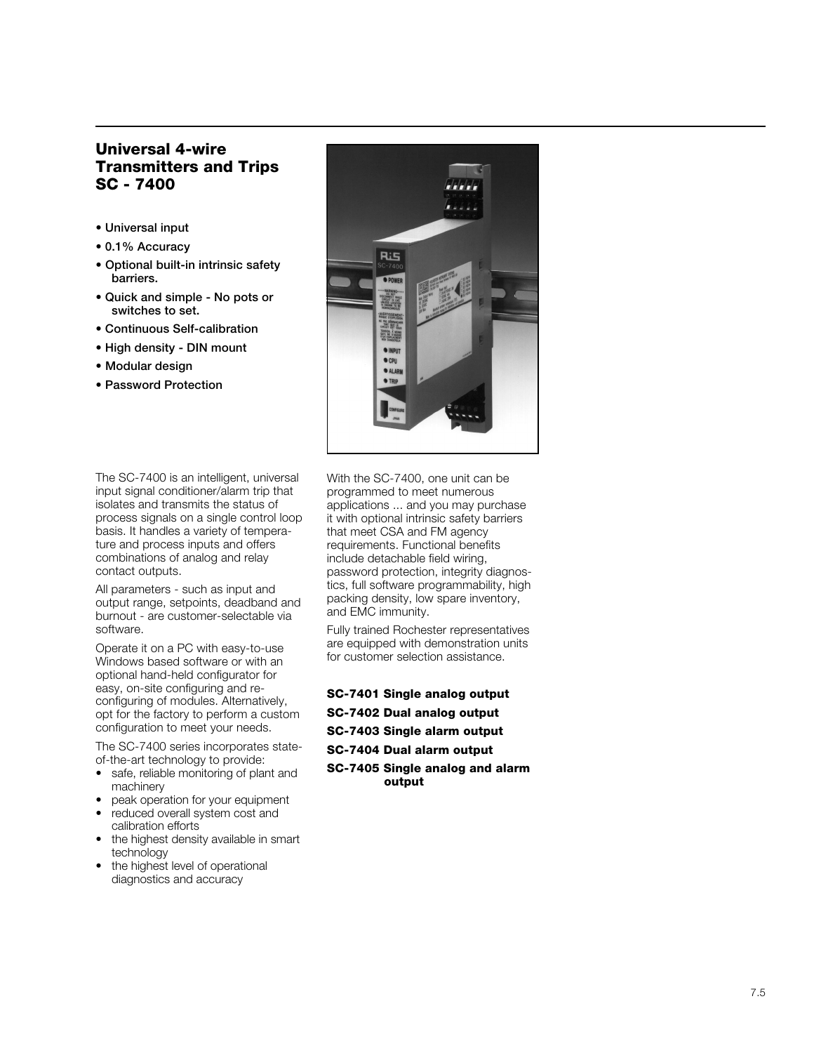# Universal 4-wire Transmitters and Trips SC - 7400

- **Universal input**
- **0.1% Accuracy**
- **Optional built-in intrinsic safety barriers.**
- **Quick and simple - No pots or switches to set.**
- **Continuous Self-calibration**
- **High density - DIN mount**
- **Modular design**
- **Password Protection**

The SC-7400 is an intelligent, universal input signal conditioner/alarm trip that isolates and transmits the status of process signals on a single control loop basis. It handles a variety of temperature and process inputs and offers combinations of analog and relay contact outputs.

All parameters - such as input and output range, setpoints, deadband and burnout - are customer-selectable via software.

Operate it on a PC with easy-to-use Windows based software or with an optional hand-held configurator for easy, on-site configuring and re-configuring of modules. Alternatively, opt for the factory to perform a custom configuration to meet your needs.

The SC-7400 series incorporates state-of-the-art technology to provide:

- safe, reliable monitoring of plant and machinery
- peak operation for your equipment
- reduced overall system cost and calibration efforts
- the highest density available in smart technology
- the highest level of operational diagnostics and accuracy

With the SC-7400, one unit can be programmed to meet numerous applications ... and you may purchase it with optional intrinsic safety barriers that meet CSA and FM agency requirements. Functional benefits include detachable field wiring, password protection, integrity diagnostics, full software programmability, high packing density, low spare inventory, and EMC immunity.

Fully trained Rochester representatives are equipped with demonstration units for customer selection assistance.

**SC-7401 Single analog output**

**SC-7402 Dual analog output**

**SC-7403 Single alarm output**

**SC-7404 Dual alarm output**

**SC-7405 Single analog and alarm output**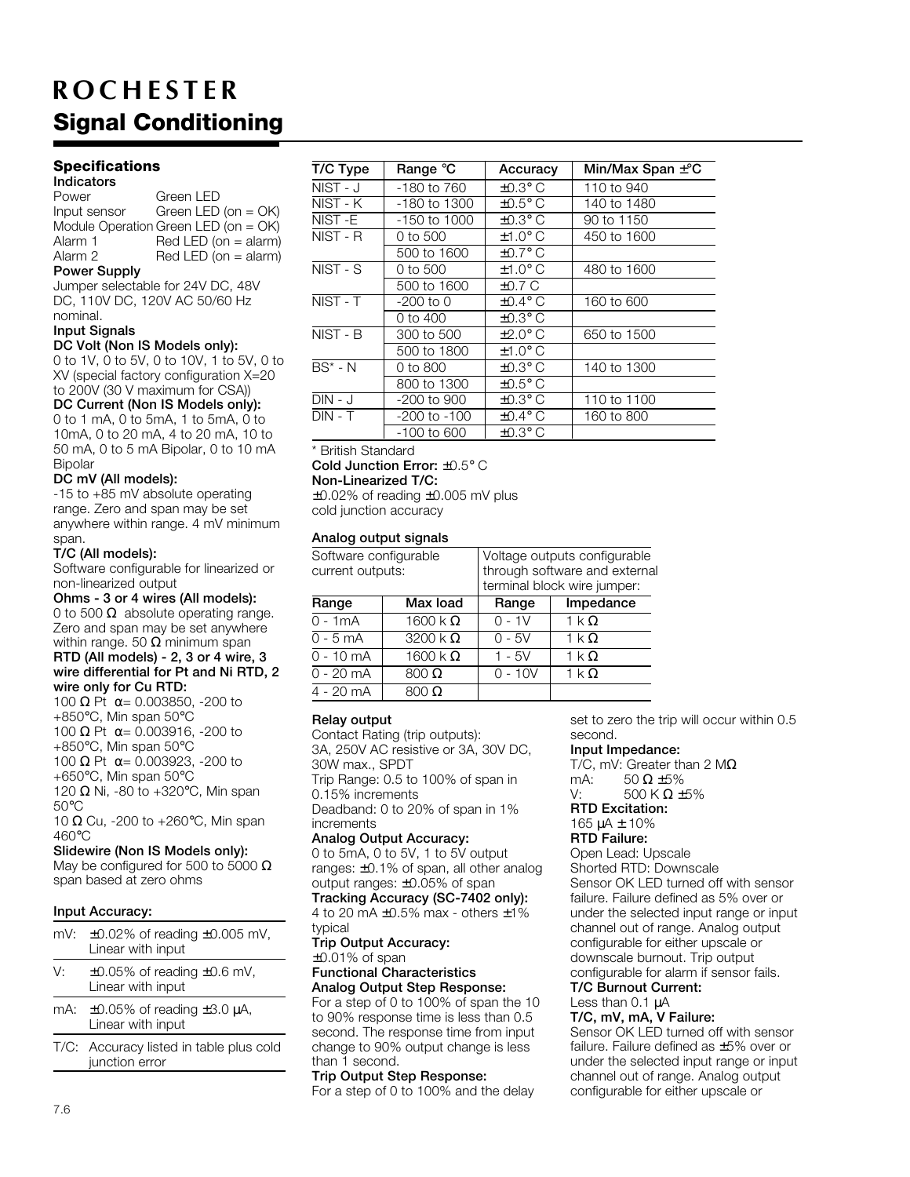# ROCHESTER
## Signal Conditioning

### Specifications

**Indicators**

| | |
|---|---|
| Power | Green LED |
| Input sensor | Green LED (on = OK) |
| Module Operation | Green LED (on = OK) |
| Alarm 1 | Red LED (on = alarm) |
| Alarm 2 | Red LED (on = alarm) |

**Power Supply**

Jumper selectable for 24V DC, 48V DC, 110V DC, 120V AC 50/60 Hz nominal.

**Input Signals**

**DC Volt (Non IS Models only):**
0 to 1V, 0 to 5V, 0 to 10V, 1 to 5V, 0 to XV (special factory configuration X=20 to 200V (30 V maximum for CSA))

**DC Current (Non IS Models only):**
0 to 1 mA, 0 to 5mA, 1 to 5mA, 0 to 10mA, 0 to 20 mA, 4 to 20 mA, 10 to 50 mA, 0 to 5 mA Bipolar, 0 to 10 mA Bipolar

**DC mV (All models):**
-15 to +85 mV absolute operating range. Zero and span may be set anywhere within range. 4 mV minimum span.

**T/C (All models):**
Software configurable for linearized or non-linearized output

**Ohms - 3 or 4 wires (All models):**
0 to 500 Ω absolute operating range. Zero and span may be set anywhere within range. 50 Ω minimum span

**RTD (All models) - 2, 3 or 4 wire, 3 wire differential for Pt and Ni RTD, 2 wire only for Cu RTD:**
100 Ω Pt α= 0.003850, -200 to +850°C, Min span 50°C
100 Ω Pt α= 0.003916, -200 to +850°C, Min span 50°C
100 Ω Pt α= 0.003923, -200 to +650°C, Min span 50°C
120 Ω Ni, -80 to +320°C, Min span 50°C
10 Ω Cu, -200 to +260°C, Min span 460°C

**Slidewire (Non IS Models only):**
May be configured for 500 to 5000 Ω span based at zero ohms

**Input Accuracy:**

| | |
|---|---|
| mV: | ±0.02% of reading ±0.005 mV, Linear with input |
| V: | ±0.05% of reading ±0.6 mV, Linear with input |
| mA: | ±0.05% of reading ±3.0 μA, Linear with input |
| T/C: | Accuracy listed in table plus cold junction error |

| T/C Type | Range °C | Accuracy | Min/Max Span ±°C |
|---|---|---|---|
| NIST - J | -180 to 760 | ±0.3° C | 110 to 940 |
| NIST - K | -180 to 1300 | ±0.5° C | 140 to 1480 |
| NIST -E | -150 to 1000 | ±0.3° C | 90 to 1150 |
| NIST - R | 0 to 500 | ±1.0° C | 450 to 1600 |
| | 500 to 1600 | ±0.7° C | |
| NIST - S | 0 to 500 | ±1.0° C | 480 to 1600 |
| | 500 to 1600 | ±0.7 C | |
| NIST - T | -200 to 0 | ±0.4° C | 160 to 600 |
| | 0 to 400 | ±0.3° C | |
| NIST - B | 300 to 500 | ±2.0° C | 650 to 1500 |
| | 500 to 1800 | ±1.0° C | |
| BS* - N | 0 to 800 | ±0.3° C | 140 to 1300 |
| | 800 to 1300 | ±0.5° C | |
| DIN - J | -200 to 900 | ±0.3° C | 110 to 1100 |
| DIN - T | -200 to -100 | ±0.4° C | 160 to 800 |
| | -100 to 600 | ±0.3° C | |

\* British Standard

**Cold Junction Error:** ±0.5° C

**Non-Linearized T/C:**
±0.02% of reading ±0.005 mV plus cold junction accuracy

**Analog output signals**

| Software configurable current outputs: | | Voltage outputs configurable through software and external terminal block wire jumper: | |
|---|---|---|---|
| **Range** | **Max load** | **Range** | **Impedance** |
| 0 - 1mA | 1600 k Ω | 0 - 1V | 1 k Ω |
| 0 - 5 mA | 3200 k Ω | 0 - 5V | 1 k Ω |
| 0 - 10 mA | 1600 k Ω | 1 - 5V | 1 k Ω |
| 0 - 20 mA | 800 Ω | 0 - 10V | 1 k Ω |
| 4 - 20 mA | 800 Ω | | |

**Relay output**

Contact Rating (trip outputs):
3A, 250V AC resistive or 3A, 30V DC, 30W max., SPDT
Trip Range: 0.5 to 100% of span in 0.15% increments
Deadband: 0 to 20% of span in 1% increments

**Analog Output Accuracy:**
0 to 5mA, 0 to 5V, 1 to 5V output ranges: ±0.1% of span, all other analog output ranges: ±0.05% of span

**Tracking Accuracy (SC-7402 only):**
4 to 20 mA ±0.5% max - others ±1% typical

**Trip Output Accuracy:**
±0.01% of span

**Functional Characteristics**

**Analog Output Step Response:**
For a step of 0 to 100% of span the 10 to 90% response time is less than 0.5 second. The response time from input change to 90% output change is less than 1 second.

**Trip Output Step Response:**
For a step of 0 to 100% and the delay set to zero the trip will occur within 0.5 second.

**Input Impedance:**
T/C, mV: Greater than 2 MΩ
mA: 50 Ω ±5%
V: 500 K Ω ±5%

**RTD Excitation:**
165 μA ± 10%

**RTD Failure:**
Open Lead: Upscale
Shorted RTD: Downscale
Sensor OK LED turned off with sensor failure. Failure defined as 5% over or under the selected input range or input channel out of range. Analog output configurable for either upscale or downscale burnout. Trip output configurable for alarm if sensor fails.

**T/C Burnout Current:**
Less than 0.1 μA

**T/C, mV, mA, V Failure:**
Sensor OK LED turned off with sensor failure. Failure defined as ±5% over or under the selected input range or input channel out of range. Analog output configurable for either upscale or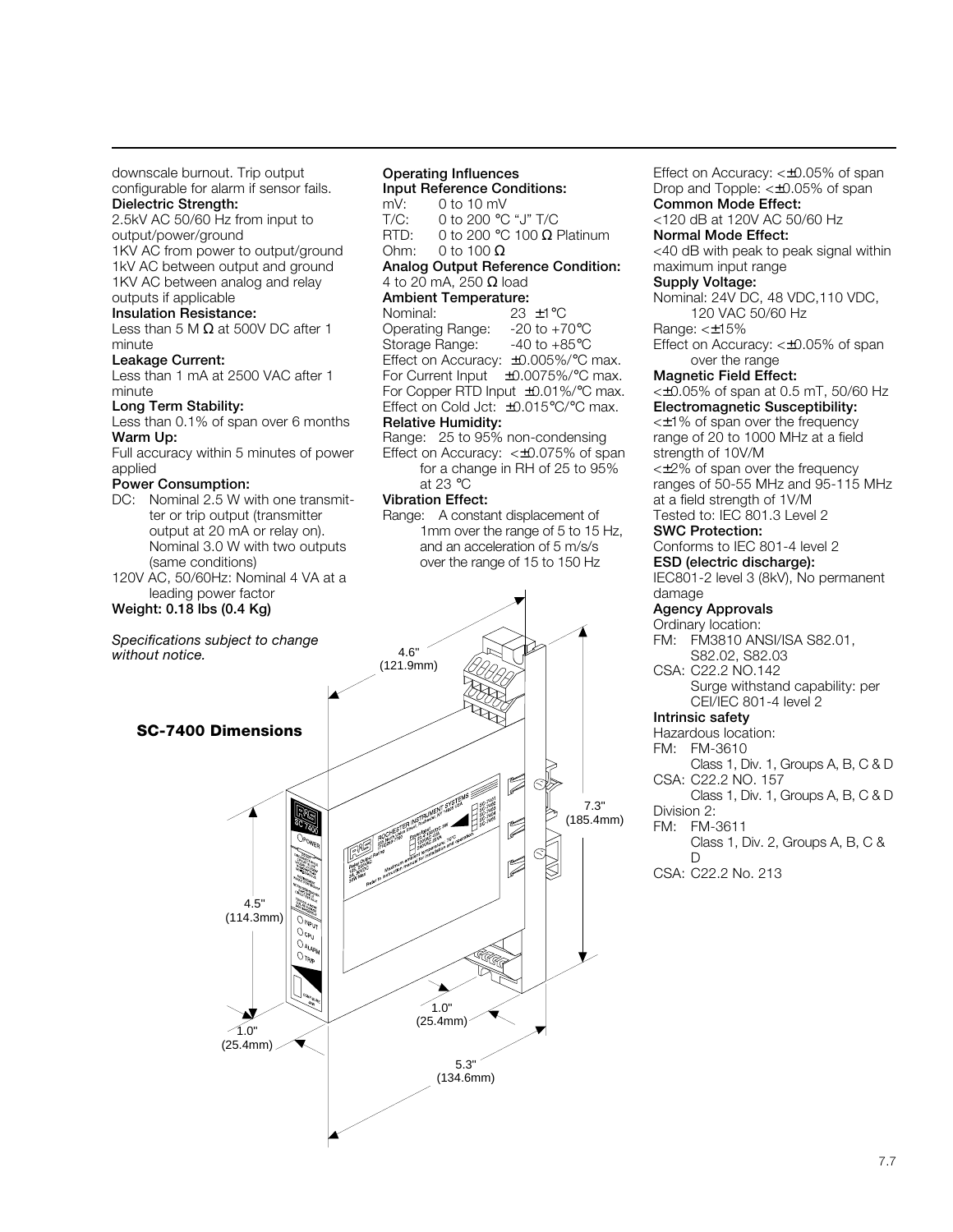downscale burnout. Trip output configurable for alarm if sensor fails.

**Dielectric Strength:**
2.5kV AC 50/60 Hz from input to output/power/ground
1KV AC from power to output/ground
1kV AC between output and ground
1KV AC between analog and relay outputs if applicable

**Insulation Resistance:**
Less than 5 M Ω at 500V DC after 1 minute

**Leakage Current:**
Less than 1 mA at 2500 VAC after 1 minute

**Long Term Stability:**
Less than 0.1% of span over 6 months

**Warm Up:**
Full accuracy within 5 minutes of power applied

**Power Consumption:**
DC: Nominal 2.5 W with one transmitter or trip output (transmitter output at 20 mA or relay on). Nominal 3.0 W with two outputs (same conditions)
120V AC, 50/60Hz: Nominal 4 VA at a leading power factor

**Weight: 0.18 lbs (0.4 Kg)**

*Specifications subject to change without notice.*

**Operating Influences**

**Input Reference Conditions:**
mV: 0 to 10 mV
T/C: 0 to 200 °C "J" T/C
RTD: 0 to 200 °C 100 Ω Platinum
Ohm: 0 to 100 Ω

**Analog Output Reference Condition:**
4 to 20 mA, 250 Ω load

**Ambient Temperature:**
Nominal: 23 ±1°C
Operating Range: -20 to +70°C
Storage Range: -40 to +85°C
Effect on Accuracy: ±0.005%/°C max.
For Current Input ±0.0075%/°C max.
For Copper RTD Input ±0.01%/°C max.
Effect on Cold Jct: ±0.015°C/°C max.

**Relative Humidity:**
Range: 25 to 95% non-condensing
Effect on Accuracy: <±0.075% of span for a change in RH of 25 to 95% at 23 °C

**Vibration Effect:**
Range: A constant displacement of 1mm over the range of 5 to 15 Hz, and an acceleration of 5 m/s/s over the range of 15 to 150 Hz

Effect on Accuracy: <±0.05% of span
Drop and Topple: <±0.05% of span

**Common Mode Effect:**
<120 dB at 120V AC 50/60 Hz

**Normal Mode Effect:**
<40 dB with peak to peak signal within maximum input range

**Supply Voltage:**
Nominal: 24V DC, 48 VDC,110 VDC, 120 VAC 50/60 Hz
Range: <±15%
Effect on Accuracy: <±0.05% of span over the range

**Magnetic Field Effect:**
<±0.05% of span at 0.5 mT, 50/60 Hz

**Electromagnetic Susceptibility:**
<±1% of span over the frequency range of 20 to 1000 MHz at a field strength of 10V/M
<±2% of span over the frequency ranges of 50-55 MHz and 95-115 MHz at a field strength of 1V/M
Tested to: IEC 801.3 Level 2

**SWC Protection:**
Conforms to IEC 801-4 level 2

**ESD (electric discharge):**
IEC801-2 level 3 (8kV), No permanent damage

**Agency Approvals**
Ordinary location:
FM: FM3810 ANSI/ISA S82.01, S82.02, S82.03
CSA: C22.2 NO.142
Surge withstand capability: per CEI/IEC 801-4 level 2

**Intrinsic safety**
Hazardous location:
FM: FM-3610
Class 1, Div. 1, Groups A, B, C & D
CSA: C22.2 NO. 157
Class 1, Div. 1, Groups A, B, C & D
Division 2:
FM: FM-3611
Class 1, Div. 2, Groups A, B, C & D
CSA: C22.2 No. 213

**SC-7400 Dimensions**

4.6" (121.9mm)
7.3" (185.4mm)
4.5" (114.3mm)
1.0" (25.4mm)
1.0" (25.4mm)
5.3" (134.6mm)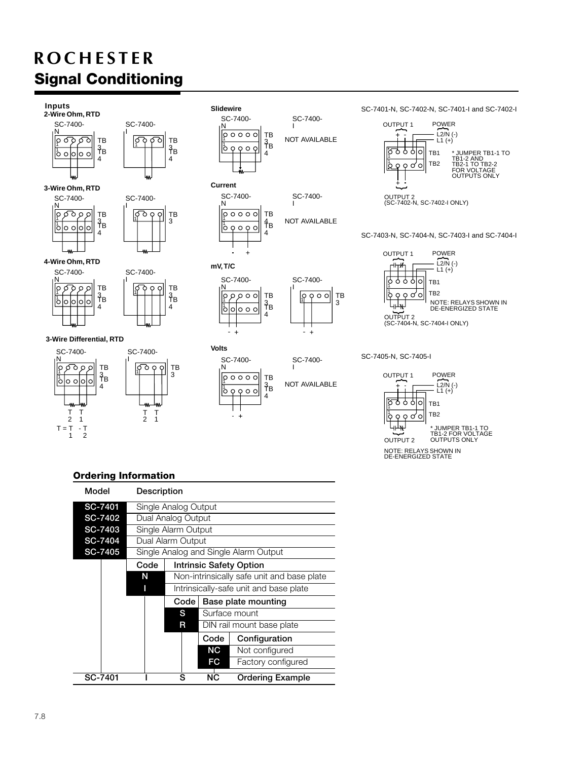# ROCHESTER

## Signal Conditioning

### Inputs

**2-Wire Ohm, RTD**

SC-7400-N

TB 3

TB 4

SC-7400-I

TB 3

TB 4

**3-Wire Ohm, RTD**

SC-7400-N

TB 3

TB 4

SC-7400-I

TB 3

**4-Wire Ohm, RTD**

SC-7400-N

TB 3

TB 4

SC-7400-I

TB 3

TB 4

**3-Wire Differential, RTD**

SC-7400-N

TB 3

TB 4

T 2 T 1

SC-7400-I

TB 3

T 2 T 1

T = T 1 - T 2

**Slidewire**

SC-7400-N

TB 3

TB 4

SC-7400-I

NOT AVAILABLE

**Current**

SC-7400-N

TB 4

TB 4

- +

SC-7400-I

NOT AVAILABLE

**mV, T/C**

SC-7400-N

TB 3

TB 4

- +

SC-7400-I

TB 3

- +

**Volts**

SC-7400-N

TB 3

TB 4

- +

SC-7400-I

NOT AVAILABLE

SC-7401-N, SC-7402-N, SC-7401-I and SC-7402-I

OUTPUT 1

+ -

POWER

L2/N (-)

L1 (+)

TB1

TB2

* JUMPER TB1-1 TO TB1-2 AND TB2-1 TO TB2-2 FOR VOLTAGE OUTPUTS ONLY

+ -

OUTPUT 2 (SC-7402-N, SC-7402-I ONLY)

SC-7403-N, SC-7404-N, SC-7403-I and SC-7404-I

OUTPUT 1

POWER

L2/N (-)

L1 (+)

TB1

TB2

NOTE: RELAYS SHOWN IN DE-ENERGIZED STATE

OUTPUT 2 (SC-7404-N, SC-7404-I ONLY)

SC-7405-N, SC-7405-I

OUTPUT 1

+ -

POWER

L2/N (-)

L1 (+)

TB1

TB2

* JUMPER TB1-1 TO TB1-2 FOR VOLTAGE OUTPUTS ONLY

OUTPUT 2

NOTE: RELAYS SHOWN IN DE-ENERGIZED STATE

### Ordering Information

| Model | Description | | | |
|---|---|---|---|---|
| SC-7401 | Single Analog Output | | | |
| SC-7402 | Dual Analog Output | | | |
| SC-7403 | Single Alarm Output | | | |
| SC-7404 | Dual Alarm Output | | | |
| SC-7405 | Single Analog and Single Alarm Output | | | |
| | Code | Intrinsic Safety Option | | |
| | N | Non-intrinsically safe unit and base plate | | |
| | I | Intrinsically-safe unit and base plate | | |
| | | Code | Base plate mounting | |
| | | S | Surface mount | |
| | | R | DIN rail mount base plate | |
| | | | Code | Configuration |
| | | | NC | Not configured |
| | | | FC | Factory configured |
| SC-7401 | I | S | NC | Ordering Example |